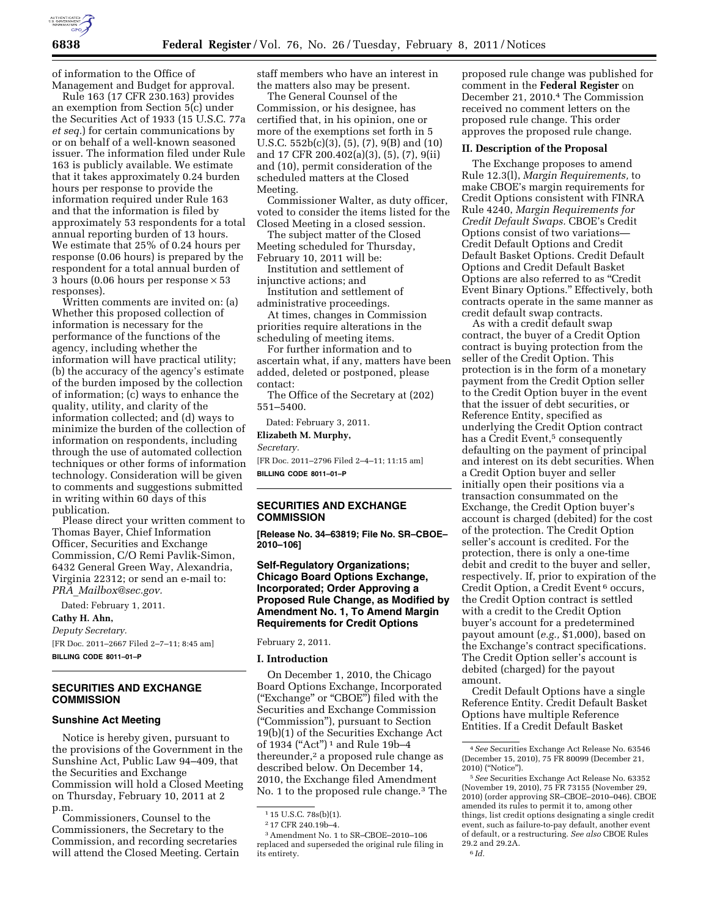of information to the Office of Management and Budget for approval.

Rule 163 (17 CFR 230.163) provides an exemption from Section 5(c) under the Securities Act of 1933 (15 U.S.C. 77a *et seq.*) for certain communications by or on behalf of a well-known seasoned issuer. The information filed under Rule 163 is publicly available. We estimate that it takes approximately 0.24 burden hours per response to provide the information required under Rule 163 and that the information is filed by approximately 53 respondents for a total annual reporting burden of 13 hours. We estimate that 25% of 0.24 hours per response (0.06 hours) is prepared by the respondent for a total annual burden of 3 hours (0.06 hours per response × 53 responses).

Written comments are invited on: (a) Whether this proposed collection of information is necessary for the performance of the functions of the agency, including whether the information will have practical utility; (b) the accuracy of the agency's estimate of the burden imposed by the collection of information; (c) ways to enhance the quality, utility, and clarity of the information collected; and (d) ways to minimize the burden of the collection of information on respondents, including through the use of automated collection techniques or other forms of information technology. Consideration will be given to comments and suggestions submitted in writing within 60 days of this publication.

Please direct your written comment to Thomas Bayer, Chief Information Officer, Securities and Exchange Commission, C/O Remi Pavlik-Simon, 6432 General Green Way, Alexandria, Virginia 22312; or send an e-mail to: *PRA_Mailbox@sec.gov.*

Dated: February 1, 2011.

**Cathy H. Ahn,**

*Deputy Secretary.*

[FR Doc. 2011–2667 Filed 2–7–11; 8:45 am]

**BILLING CODE 8011–01–P**

## SECURITIES AND EXCHANGE COMMISSION

### Sunshine Act Meeting

Notice is hereby given, pursuant to the provisions of the Government in the Sunshine Act, Public Law 94–409, that the Securities and Exchange Commission will hold a Closed Meeting on Thursday, February 10, 2011 at 2 p.m.

Commissioners, Counsel to the Commissioners, the Secretary to the Commission, and recording secretaries will attend the Closed Meeting. Certain staff members who have an interest in the matters also may be present.

The General Counsel of the Commission, or his designee, has certified that, in his opinion, one or more of the exemptions set forth in 5 U.S.C. 552b(c)(3), (5), (7), 9(B) and (10) and 17 CFR 200.402(a)(3), (5), (7), 9(ii) and (10), permit consideration of the scheduled matters at the Closed Meeting.

Commissioner Walter, as duty officer, voted to consider the items listed for the Closed Meeting in a closed session.

The subject matter of the Closed Meeting scheduled for Thursday, February 10, 2011 will be:

Institution and settlement of injunctive actions; and

Institution and settlement of administrative proceedings.

At times, changes in Commission priorities require alterations in the scheduling of meeting items.

For further information and to ascertain what, if any, matters have been added, deleted or postponed, please contact:

The Office of the Secretary at (202) 551–5400.

Dated: February 3, 2011.

**Elizabeth M. Murphy,**

*Secretary.*

[FR Doc. 2011–2796 Filed 2–4–11; 11:15 am]

**BILLING CODE 8011–01–P**

## SECURITIES AND EXCHANGE COMMISSION

**[Release No. 34–63819; File No. SR–CBOE–2010–106]**

### Self-Regulatory Organizations; Chicago Board Options Exchange, Incorporated; Order Approving a Proposed Rule Change, as Modified by Amendment No. 1, To Amend Margin Requirements for Credit Options

February 2, 2011.

**I. Introduction**

On December 1, 2010, the Chicago Board Options Exchange, Incorporated ("Exchange" or "CBOE") filed with the Securities and Exchange Commission ("Commission"), pursuant to Section 19(b)(1) of the Securities Exchange Act of 1934 ("Act")[1] and Rule 19b–4 thereunder,[2] a proposed rule change as described below. On December 14, 2010, the Exchange filed Amendment No. 1 to the proposed rule change.[3] The proposed rule change was published for comment in the **Federal Register** on December 21, 2010.[4] The Commission received no comment letters on the proposed rule change. This order approves the proposed rule change.

**II. Description of the Proposal**

The Exchange proposes to amend Rule 12.3(l), *Margin Requirements,* to make CBOE's margin requirements for Credit Options consistent with FINRA Rule 4240, *Margin Requirements for Credit Default Swaps.* CBOE's Credit Options consist of two variations—Credit Default Options and Credit Default Basket Options. Credit Default Options and Credit Default Basket Options are also referred to as "Credit Event Binary Options." Effectively, both contracts operate in the same manner as credit default swap contracts.

As with a credit default swap contract, the buyer of a Credit Option contract is buying protection from the seller of the Credit Option. This protection is in the form of a monetary payment from the Credit Option seller to the Credit Option buyer in the event that the issuer of debt securities, or Reference Entity, specified as underlying the Credit Option contract has a Credit Event,[5] consequently defaulting on the payment of principal and interest on its debt securities. When a Credit Option buyer and seller initially open their positions via a transaction consummated on the Exchange, the Credit Option buyer's account is charged (debited) for the cost of the protection. The Credit Option seller's account is credited. For the protection, there is only a one-time debit and credit to the buyer and seller, respectively. If, prior to expiration of the Credit Option, a Credit Event[6] occurs, the Credit Option contract is settled with a credit to the Credit Option buyer's account for a predetermined payout amount (*e.g.,* $1,000), based on the Exchange's contract specifications. The Credit Option seller's account is debited (charged) for the payout amount.

Credit Default Options have a single Reference Entity. Credit Default Basket Options have multiple Reference Entities. If a Credit Default Basket

---

[1] 15 U.S.C. 78s(b)(1).

[2] 17 CFR 240.19b–4.

[3] Amendment No. 1 to SR–CBOE–2010–106 replaced and superseded the original rule filing in its entirety.

[4] *See* Securities Exchange Act Release No. 63546 (December 15, 2010), 75 FR 80099 (December 21, 2010) ("Notice").

[5] *See* Securities Exchange Act Release No. 63352 (November 19, 2010), 75 FR 73155 (November 29, 2010) (order approving SR–CBOE–2010–046). CBOE amended its rules to permit it to, among other things, list credit options designating a single credit event, such as failure-to-pay default, another event of default, or a restructuring. *See also* CBOE Rules 29.2 and 29.2A.

[6] *Id.*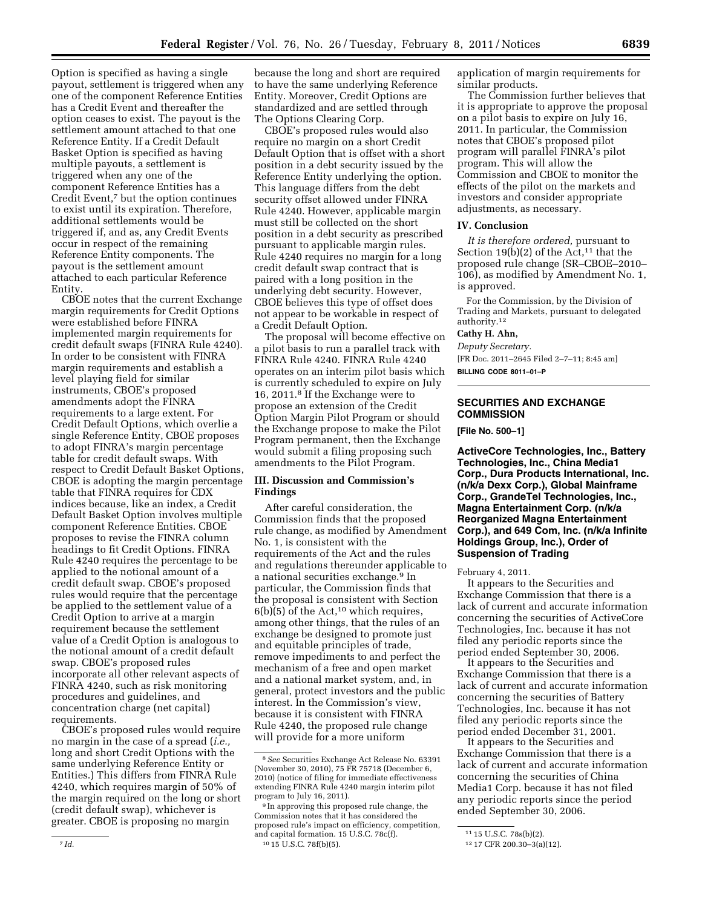Option is specified as having a single payout, settlement is triggered when any one of the component Reference Entities has a Credit Event and thereafter the option ceases to exist. The payout is the settlement amount attached to that one Reference Entity. If a Credit Default Basket Option is specified as having multiple payouts, a settlement is triggered when any one of the component Reference Entities has a Credit Event,[7] but the option continues to exist until its expiration. Therefore, additional settlements would be triggered if, and as, any Credit Events occur in respect of the remaining Reference Entity components. The payout is the settlement amount attached to each particular Reference Entity.

CBOE notes that the current Exchange margin requirements for Credit Options were established before FINRA implemented margin requirements for credit default swaps (FINRA Rule 4240). In order to be consistent with FINRA margin requirements and establish a level playing field for similar instruments, CBOE's proposed amendments adopt the FINRA requirements to a large extent. For Credit Default Options, which overlie a single Reference Entity, CBOE proposes to adopt FINRA's margin percentage table for credit default swaps. With respect to Credit Default Basket Options, CBOE is adopting the margin percentage table that FINRA requires for CDX indices because, like an index, a Credit Default Basket Option involves multiple component Reference Entities. CBOE proposes to revise the FINRA column headings to fit Credit Options. FINRA Rule 4240 requires the percentage to be applied to the notional amount of a credit default swap. CBOE's proposed rules would require that the percentage be applied to the settlement value of a Credit Option to arrive at a margin requirement because the settlement value of a Credit Option is analogous to the notional amount of a credit default swap. CBOE's proposed rules incorporate all other relevant aspects of FINRA 4240, such as risk monitoring procedures and guidelines, and concentration charge (net capital) requirements.

CBOE's proposed rules would require no margin in the case of a spread (*i.e.,* long and short Credit Options with the same underlying Reference Entity or Entities.) This differs from FINRA Rule 4240, which requires margin of 50% of the margin required on the long or short (credit default swap), whichever is greater. CBOE is proposing no margin because the long and short are required to have the same underlying Reference Entity. Moreover, Credit Options are standardized and are settled through The Options Clearing Corp.

CBOE's proposed rules would also require no margin on a short Credit Default Option that is offset with a short position in a debt security issued by the Reference Entity underlying the option. This language differs from the debt security offset allowed under FINRA Rule 4240. However, applicable margin must still be collected on the short position in a debt security as prescribed pursuant to applicable margin rules. Rule 4240 requires no margin for a long credit default swap contract that is paired with a long position in the underlying debt security. However, CBOE believes this type of offset does not appear to be workable in respect of a Credit Default Option.

The proposal will become effective on a pilot basis to run a parallel track with FINRA Rule 4240. FINRA Rule 4240 operates on an interim pilot basis which is currently scheduled to expire on July 16, 2011.[8] If the Exchange were to propose an extension of the Credit Option Margin Pilot Program or should the Exchange propose to make the Pilot Program permanent, then the Exchange would submit a filing proposing such amendments to the Pilot Program.

### III. Discussion and Commission's Findings

After careful consideration, the Commission finds that the proposed rule change, as modified by Amendment No. 1, is consistent with the requirements of the Act and the rules and regulations thereunder applicable to a national securities exchange.[9] In particular, the Commission finds that the proposal is consistent with Section 6(b)(5) of the Act,[10] which requires, among other things, that the rules of an exchange be designed to promote just and equitable principles of trade, remove impediments to and perfect the mechanism of a free and open market and a national market system, and, in general, protect investors and the public interest. In the Commission's view, because it is consistent with FINRA Rule 4240, the proposed rule change will provide for a more uniform application of margin requirements for similar products.

The Commission further believes that it is appropriate to approve the proposal on a pilot basis to expire on July 16, 2011. In particular, the Commission notes that CBOE's proposed pilot program will parallel FINRA's pilot program. This will allow the Commission and CBOE to monitor the effects of the pilot on the markets and investors and consider appropriate adjustments, as necessary.

### IV. Conclusion

*It is therefore ordered,* pursuant to Section 19(b)(2) of the Act,[11] that the proposed rule change (SR–CBOE–2010–106), as modified by Amendment No. 1, is approved.

For the Commission, by the Division of Trading and Markets, pursuant to delegated authority.[12]

**Cathy H. Ahn,**

*Deputy Secretary.*

[FR Doc. 2011–2645 Filed 2–7–11; 8:45 am]

**BILLING CODE 8011–01–P**

[7] *Id.*

[8] *See* Securities Exchange Act Release No. 63391 (November 30, 2010), 75 FR 75718 (December 6, 2010) (notice of filing for immediate effectiveness extending FINRA Rule 4240 margin interim pilot program to July 16, 2011).

[9] In approving this proposed rule change, the Commission notes that it has considered the proposed rule's impact on efficiency, competition, and capital formation. 15 U.S.C. 78c(f).

[10] 15 U.S.C. 78f(b)(5).

[11] 15 U.S.C. 78s(b)(2).

[12] 17 CFR 200.30–3(a)(12).

## SECURITIES AND EXCHANGE COMMISSION

**[File No. 500–1]**

### ActiveCore Technologies, Inc., Battery Technologies, Inc., China Media1 Corp., Dura Products International, Inc. (n/k/a Dexx Corp.), Global Mainframe Corp., GrandeTel Technologies, Inc., Magna Entertainment Corp. (n/k/a Reorganized Magna Entertainment Corp.), and 649 Com, Inc. (n/k/a Infinite Holdings Group, Inc.), Order of Suspension of Trading

February 4, 2011.

It appears to the Securities and Exchange Commission that there is a lack of current and accurate information concerning the securities of ActiveCore Technologies, Inc. because it has not filed any periodic reports since the period ended September 30, 2006.

It appears to the Securities and Exchange Commission that there is a lack of current and accurate information concerning the securities of Battery Technologies, Inc. because it has not filed any periodic reports since the period ended December 31, 2001.

It appears to the Securities and Exchange Commission that there is a lack of current and accurate information concerning the securities of China Media1 Corp. because it has not filed any periodic reports since the period ended September 30, 2006.